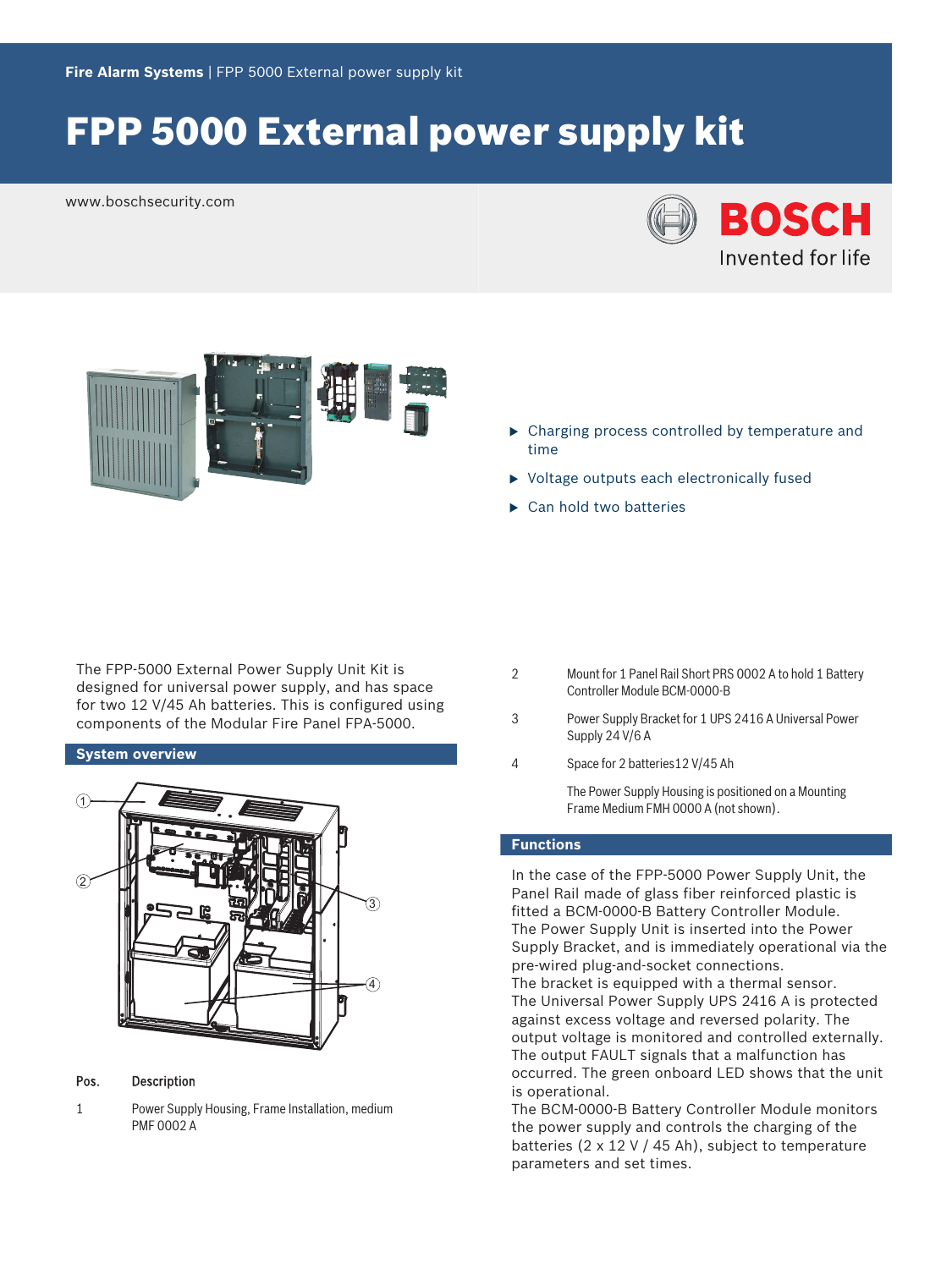Fire Alarm Systems | FPP 5000 External power supply kit

# FPP 5000 External power supply kit

www.boschsecurity.com

- Charging process controlled by temperature and time
- Voltage outputs each electronically fused
- Can hold two batteries

The FPP-5000 External Power Supply Unit Kit is designed for universal power supply, and has space for two 12 V/45 Ah batteries. This is configured using components of the Modular Fire Panel FPA-5000.

## System overview

| Pos. | Description |
| --- | --- |
| 1 | Power Supply Housing, Frame Installation, medium PMF 0002 A |
| 2 | Mount for 1 Panel Rail Short PRS 0002 A to hold 1 Battery Controller Module BCM-0000-B |
| 3 | Power Supply Bracket for 1 UPS 2416 A Universal Power Supply 24 V/6 A |
| 4 | Space for 2 batteries12 V/45 Ah |

The Power Supply Housing is positioned on a Mounting Frame Medium FMH 0000 A (not shown).

## Functions

In the case of the FPP-5000 Power Supply Unit, the Panel Rail made of glass fiber reinforced plastic is fitted a BCM-0000-B Battery Controller Module.
The Power Supply Unit is inserted into the Power Supply Bracket, and is immediately operational via the pre-wired plug-and-socket connections.
The bracket is equipped with a thermal sensor.
The Universal Power Supply UPS 2416 A is protected against excess voltage and reversed polarity. The output voltage is monitored and controlled externally. The output FAULT signals that a malfunction has occurred. The green onboard LED shows that the unit is operational.
The BCM-0000-B Battery Controller Module monitors the power supply and controls the charging of the batteries (2 x 12 V / 45 Ah), subject to temperature parameters and set times.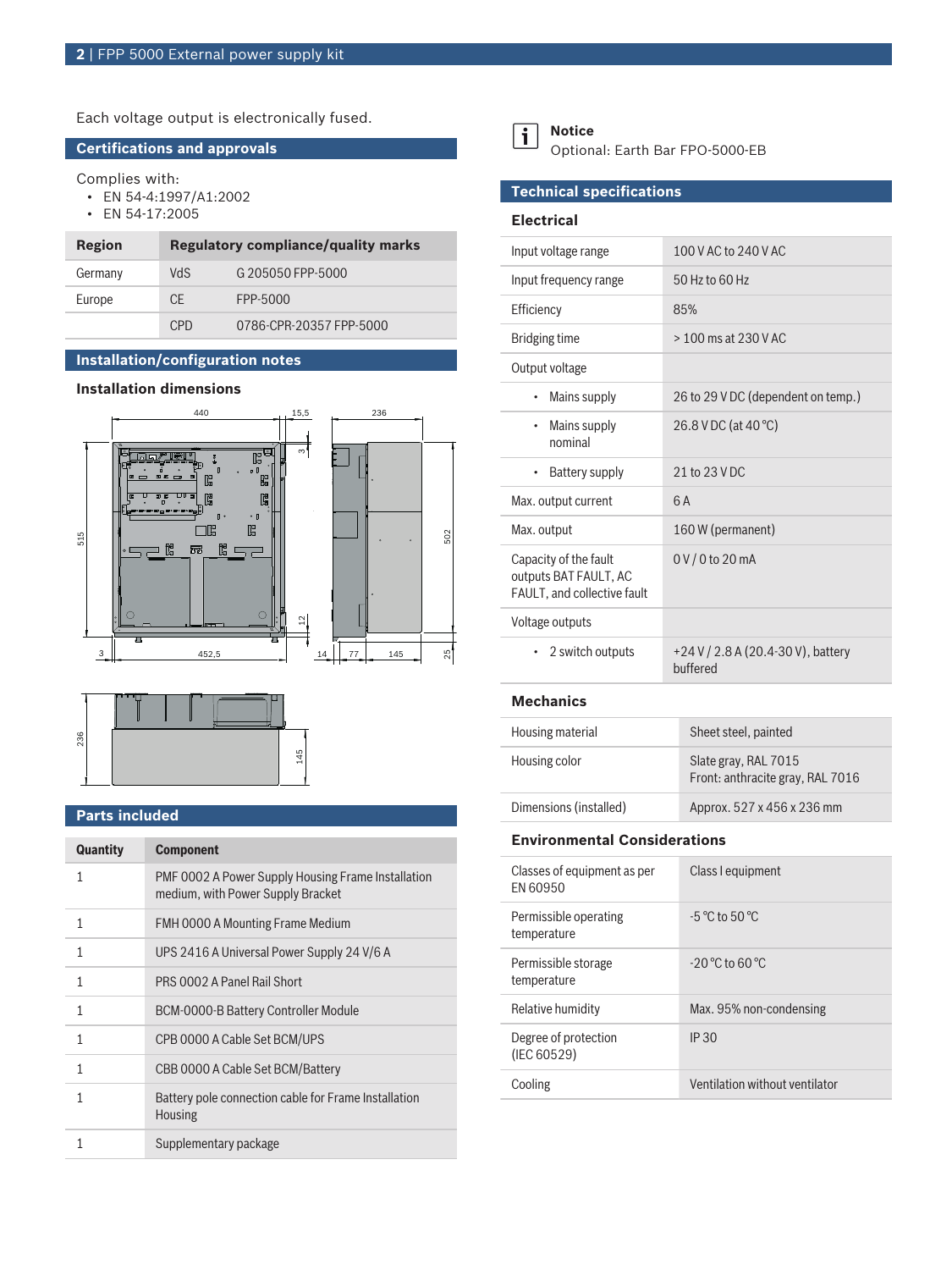Each voltage output is electronically fused.

## Certifications and approvals

Complies with:

- EN 54-4:1997/A1:2002
- EN 54-17:2005

| Region | Regulatory compliance/quality marks | |
|---|---|---|
| Germany | VdS | G 205050 FPP-5000 |
| Europe | CE | FPP-5000 |
| | CPD | 0786-CPR-20357 FPP-5000 |

## Installation/configuration notes

### Installation dimensions

## Parts included

| Quantity | Component |
|---|---|
| 1 | PMF 0002 A Power Supply Housing Frame Installation medium, with Power Supply Bracket |
| 1 | FMH 0000 A Mounting Frame Medium |
| 1 | UPS 2416 A Universal Power Supply 24 V/6 A |
| 1 | PRS 0002 A Panel Rail Short |
| 1 | BCM-0000-B Battery Controller Module |
| 1 | CPB 0000 A Cable Set BCM/UPS |
| 1 | CBB 0000 A Cable Set BCM/Battery |
| 1 | Battery pole connection cable for Frame Installation Housing |
| 1 | Supplementary package |

**Notice**
Optional: Earth Bar FPO-5000-EB

## Technical specifications

### Electrical

| | |
|---|---|
| Input voltage range | 100 V AC to 240 V AC |
| Input frequency range | 50 Hz to 60 Hz |
| Efficiency | 85% |
| Bridging time | > 100 ms at 230 V AC |
| Output voltage | |
| • Mains supply | 26 to 29 V DC (dependent on temp.) |
| • Mains supply nominal | 26.8 V DC (at 40 °C) |
| • Battery supply | 21 to 23 V DC |
| Max. output current | 6 A |
| Max. output | 160 W (permanent) |
| Capacity of the fault outputs BAT FAULT, AC FAULT, and collective fault | 0 V / 0 to 20 mA |
| Voltage outputs | |
| • 2 switch outputs | +24 V / 2.8 A (20.4-30 V), battery buffered |

### Mechanics

| | |
|---|---|
| Housing material | Sheet steel, painted |
| Housing color | Slate gray, RAL 7015<br>Front: anthracite gray, RAL 7016 |
| Dimensions (installed) | Approx. 527 x 456 x 236 mm |

### Environmental Considerations

| | |
|---|---|
| Classes of equipment as per EN 60950 | Class I equipment |
| Permissible operating temperature | -5 °C to 50 °C |
| Permissible storage temperature | -20 °C to 60 °C |
| Relative humidity | Max. 95% non-condensing |
| Degree of protection (IEC 60529) | IP 30 |
| Cooling | Ventilation without ventilator |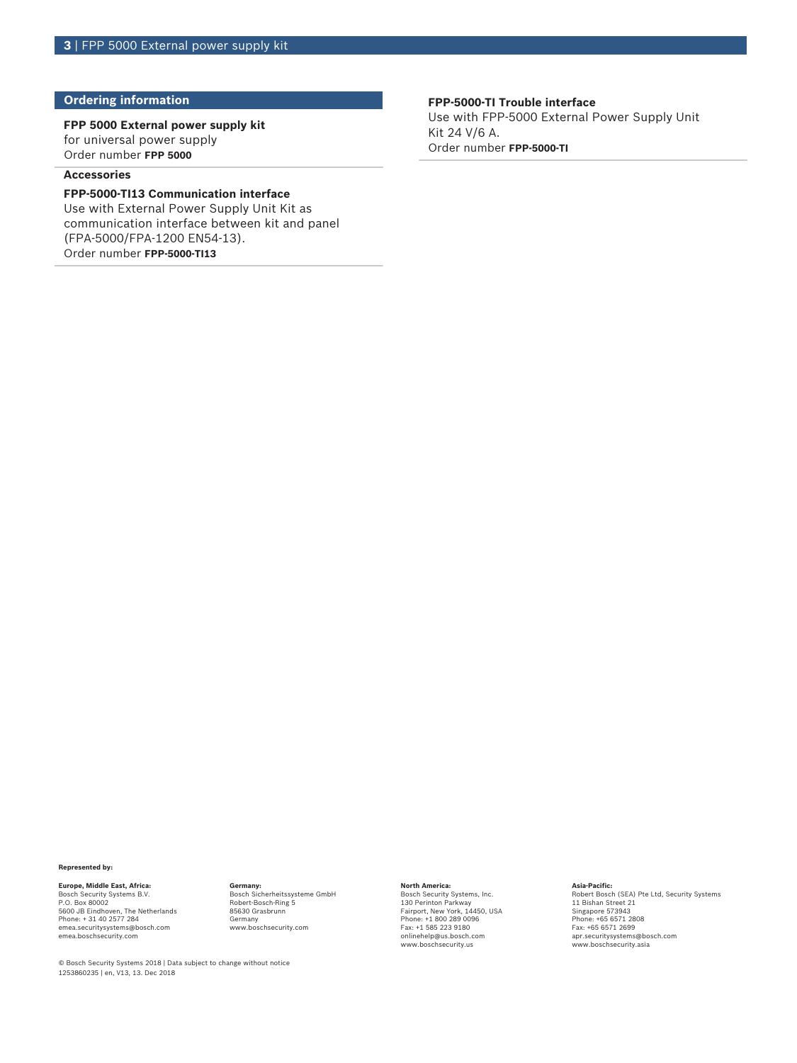## Ordering information

**FPP 5000 External power supply kit**
for universal power supply
Order number **FPP 5000**

### Accessories

**FPP-5000-TI13 Communication interface**
Use with External Power Supply Unit Kit as communication interface between kit and panel (FPA-5000/FPA-1200 EN54-13).
Order number **FPP-5000-TI13**

**FPP-5000-TI Trouble interface**
Use with FPP-5000 External Power Supply Unit Kit 24 V/6 A.
Order number **FPP-5000-TI**

**Represented by:**

**Europe, Middle East, Africa:**
Bosch Security Systems B.V.
P.O. Box 80002
5600 JB Eindhoven, The Netherlands
Phone: + 31 40 2577 284
emea.securitysystems@bosch.com
emea.boschsecurity.com

**Germany:**
Bosch Sicherheitssysteme GmbH
Robert-Bosch-Ring 5
85630 Grasbrunn
Germany
www.boschsecurity.com

**North America:**
Bosch Security Systems, Inc.
130 Perinton Parkway
Fairport, New York, 14450, USA
Phone: +1 800 289 0096
Fax: +1 585 223 9180
onlinehelp@us.bosch.com
www.boschsecurity.us

**Asia-Pacific:**
Robert Bosch (SEA) Pte Ltd, Security Systems
11 Bishan Street 21
Singapore 573943
Phone: +65 6571 2808
Fax: +65 6571 2699
apr.securitysystems@bosch.com
www.boschsecurity.asia

© Bosch Security Systems 2018 | Data subject to change without notice
1253860235 | en, V13, 13. Dec 2018